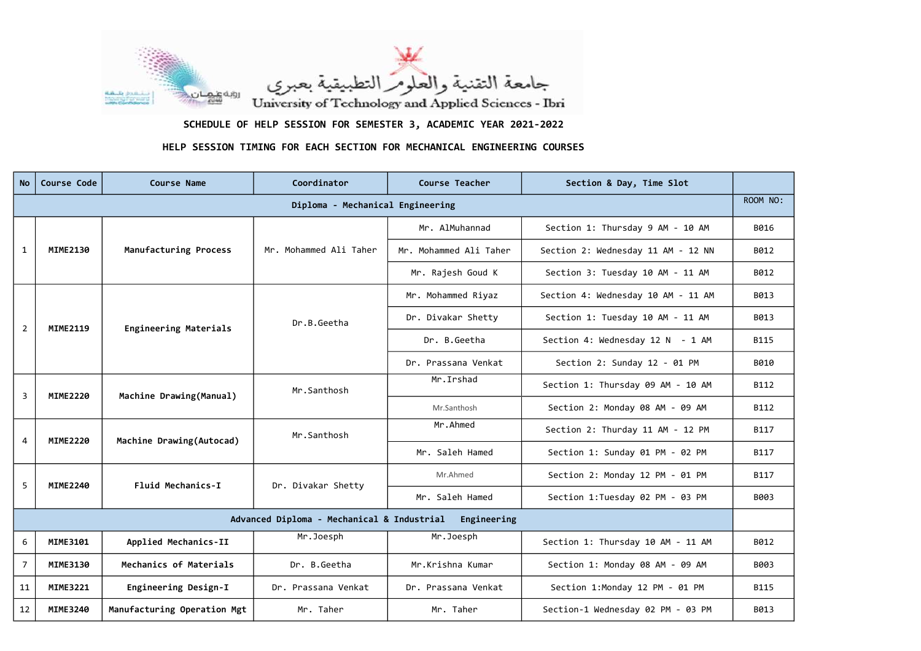جامعة التقنية والعلوم التطبيقية بعبري

University of Technology and Applied Sciences - Ibri

**SCHEDULE OF HELP SESSION FOR SEMESTER 3, ACADEMIC YEAR 2021-2022**

**HELP SESSION TIMING FOR EACH SECTION FOR MECHANICAL ENGINEERING COURSES**

| No | Course Code | Course Name | Coordinator | Course Teacher | Section & Day, Time Slot | |
|---|---|---|---|---|---|---|
| Diploma - Mechanical Engineering | | | | | | ROOM NO: |
| 1 | MIME2130 | Manufacturing Process | Mr. Mohammed Ali Taher | Mr. AlMuhannad | Section 1: Thursday 9 AM - 10 AM | B016 |
| | | | | Mr. Mohammed Ali Taher | Section 2: Wednesday 11 AM - 12 NN | B012 |
| | | | | Mr. Rajesh Goud K | Section 3: Tuesday 10 AM - 11 AM | B012 |
| 2 | MIME2119 | Engineering Materials | Dr.B.Geetha | Mr. Mohammed Riyaz | Section 4: Wednesday 10 AM - 11 AM | B013 |
| | | | | Dr. Divakar Shetty | Section 1: Tuesday 10 AM - 11 AM | B013 |
| | | | | Dr. B.Geetha | Section 4: Wednesday 12 N - 1 AM | B115 |
| | | | | Dr. Prassana Venkat | Section 2: Sunday 12 - 01 PM | B010 |
| 3 | MIME2220 | Machine Drawing(Manual) | Mr.Santhosh | Mr.Irshad | Section 1: Thursday 09 AM - 10 AM | B112 |
| | | | | Mr.Santhosh | Section 2: Monday 08 AM - 09 AM | B112 |
| 4 | MIME2220 | Machine Drawing(Autocad) | Mr.Santhosh | Mr.Ahmed | Section 2: Thurday 11 AM - 12 PM | B117 |
| | | | | Mr. Saleh Hamed | Section 1: Sunday 01 PM - 02 PM | B117 |
| 5 | MIME2240 | Fluid Mechanics-I | Dr. Divakar Shetty | Mr.Ahmed | Section 2: Monday 12 PM - 01 PM | B117 |
| | | | | Mr. Saleh Hamed | Section 1:Tuesday 02 PM - 03 PM | B003 |
| Advanced Diploma - Mechanical & Industrial Engineering | | | | | | |
| 6 | MIME3101 | Applied Mechanics-II | Mr.Joesph | Mr.Joesph | Section 1: Thursday 10 AM - 11 AM | B012 |
| 7 | MIME3130 | Mechanics of Materials | Dr. B.Geetha | Mr.Krishna Kumar | Section 1: Monday 08 AM - 09 AM | B003 |
| 11 | MIME3221 | Engineering Design-I | Dr. Prassana Venkat | Dr. Prassana Venkat | Section 1:Monday 12 PM - 01 PM | B115 |
| 12 | MIME3240 | Manufacturing Operation Mgt | Mr. Taher | Mr. Taher | Section-1 Wednesday 02 PM - 03 PM | B013 |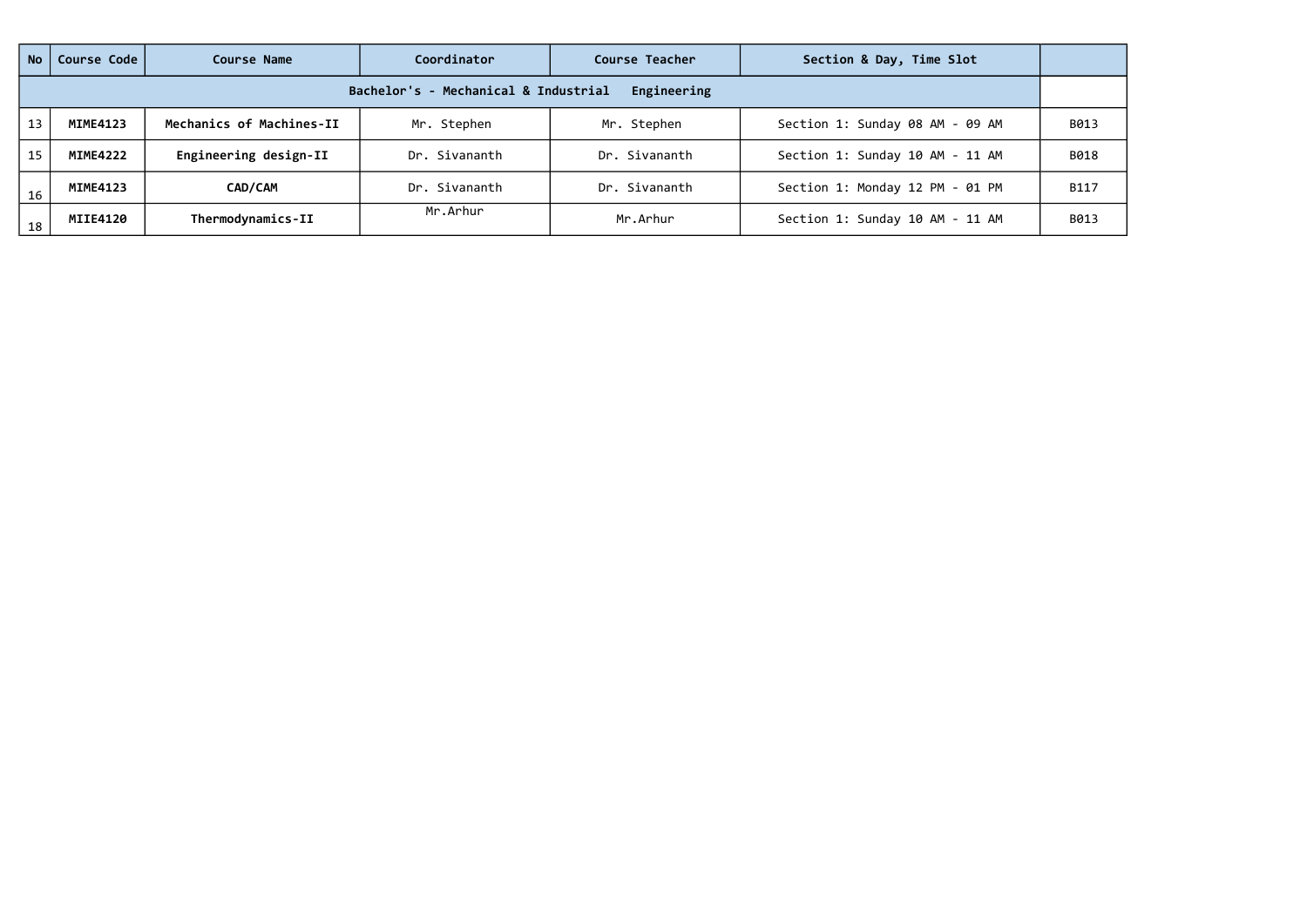| No | Course Code | Course Name | Coordinator | Course Teacher | Section & Day, Time Slot | |
|---|---|---|---|---|---|---|
| Bachelor's - Mechanical & Industrial Engineering | | | | | | |
| 13 | **MIME4123** | **Mechanics of Machines-II** | Mr. Stephen | Mr. Stephen | Section 1: Sunday 08 AM - 09 AM | B013 |
| 15 | **MIME4222** | **Engineering design-II** | Dr. Sivananth | Dr. Sivananth | Section 1: Sunday 10 AM - 11 AM | B018 |
| 16 | **MIME4123** | **CAD/CAM** | Dr. Sivananth | Dr. Sivananth | Section 1: Monday 12 PM - 01 PM | B117 |
| 18 | **MIIE4120** | **Thermodynamics-II** | Mr.Arhur | Mr.Arhur | Section 1: Sunday 10 AM - 11 AM | B013 |